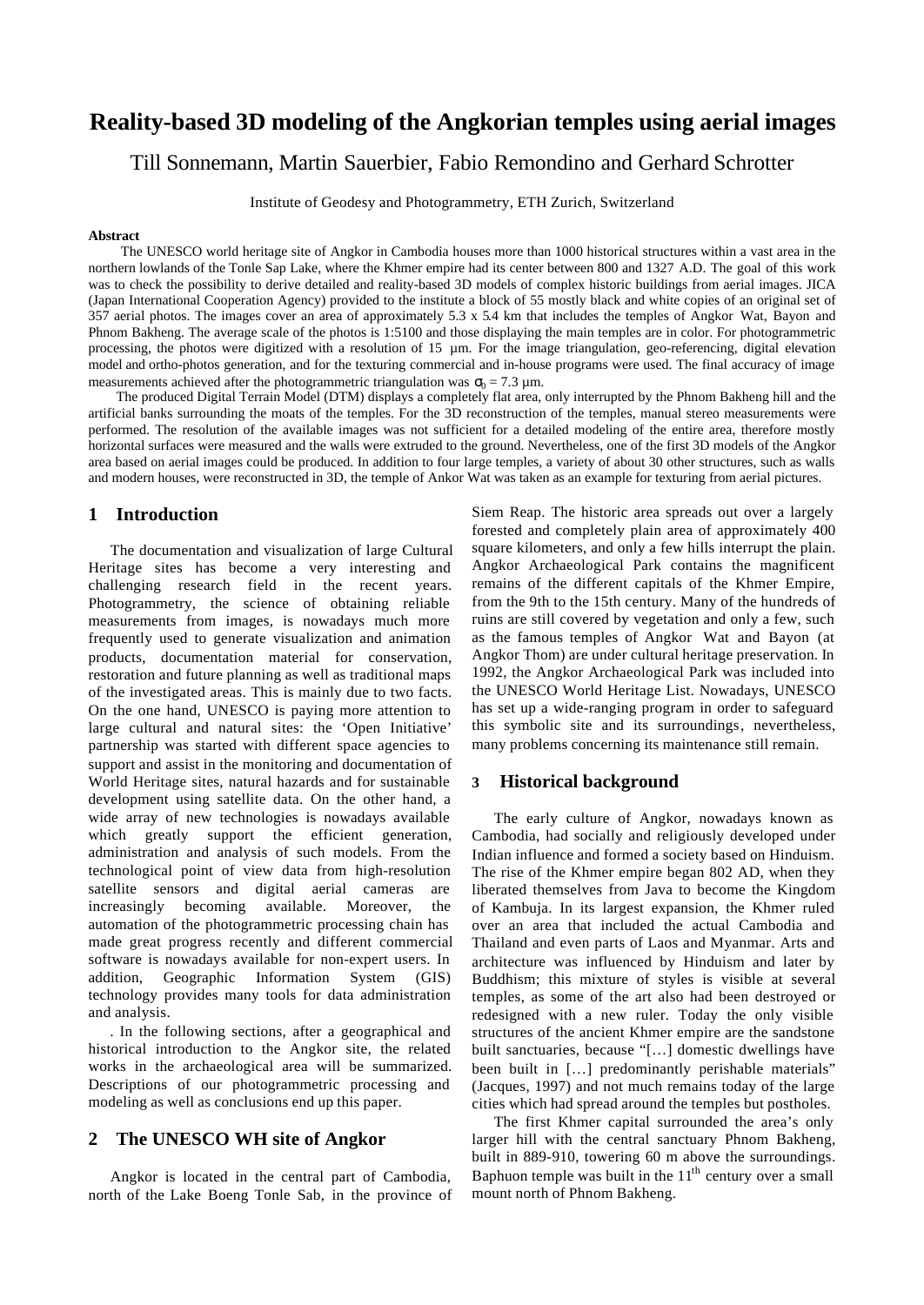# Reality-based 3D modeling of the Angkorian temples using aerial images

Till Sonnemann, Martin Sauerbier, Fabio Remondino and Gerhard Schrotter

Institute of Geodesy and Photogrammetry, ETH Zurich, Switzerland

**Abstract**

The UNESCO world heritage site of Angkor in Cambodia houses more than 1000 historical structures within a vast area in the northern lowlands of the Tonle Sap Lake, where the Khmer empire had its center between 800 and 1327 A.D. The goal of this work was to check the possibility to derive detailed and reality-based 3D models of complex historic buildings from aerial images. JICA (Japan International Cooperation Agency) provided to the institute a block of 55 mostly black and white copies of an original set of 357 aerial photos. The images cover an area of approximately 5.3 x 5.4 km that includes the temples of Angkor Wat, Bayon and Phnom Bakheng. The average scale of the photos is 1:5100 and those displaying the main temples are in color. For photogrammetric processing, the photos were digitized with a resolution of 15 µm. For the image triangulation, geo-referencing, digital elevation model and ortho-photos generation, and for the texturing commercial and in-house programs were used. The final accuracy of image measurements achieved after the photogrammetric triangulation was $\sigma_0 = 7.3$ µm.

The produced Digital Terrain Model (DTM) displays a completely flat area, only interrupted by the Phnom Bakheng hill and the artificial banks surrounding the moats of the temples. For the 3D reconstruction of the temples, manual stereo measurements were performed. The resolution of the available images was not sufficient for a detailed modeling of the entire area, therefore mostly horizontal surfaces were measured and the walls were extruded to the ground. Nevertheless, one of the first 3D models of the Angkor area based on aerial images could be produced. In addition to four large temples, a variety of about 30 other structures, such as walls and modern houses, were reconstructed in 3D, the temple of Ankor Wat was taken as an example for texturing from aerial pictures.

## 1 Introduction

The documentation and visualization of large Cultural Heritage sites has become a very interesting and challenging research field in the recent years. Photogrammetry, the science of obtaining reliable measurements from images, is nowadays much more frequently used to generate visualization and animation products, documentation material for conservation, restoration and future planning as well as traditional maps of the investigated areas. This is mainly due to two facts. On the one hand, UNESCO is paying more attention to large cultural and natural sites: the 'Open Initiative' partnership was started with different space agencies to support and assist in the monitoring and documentation of World Heritage sites, natural hazards and for sustainable development using satellite data. On the other hand, a wide array of new technologies is nowadays available which greatly support the efficient generation, administration and analysis of such models. From the technological point of view data from high-resolution satellite sensors and digital aerial cameras are increasingly becoming available. Moreover, the automation of the photogrammetric processing chain has made great progress recently and different commercial software is nowadays available for non-expert users. In addition, Geographic Information System (GIS) technology provides many tools for data administration and analysis.

. In the following sections, after a geographical and historical introduction to the Angkor site, the related works in the archaeological area will be summarized. Descriptions of our photogrammetric processing and modeling as well as conclusions end up this paper.

## 2 The UNESCO WH site of Angkor

Angkor is located in the central part of Cambodia, north of the Lake Boeng Tonle Sab, in the province of Siem Reap. The historic area spreads out over a largely forested and completely plain area of approximately 400 square kilometers, and only a few hills interrupt the plain. Angkor Archaeological Park contains the magnificent remains of the different capitals of the Khmer Empire, from the 9th to the 15th century. Many of the hundreds of ruins are still covered by vegetation and only a few, such as the famous temples of Angkor Wat and Bayon (at Angkor Thom) are under cultural heritage preservation. In 1992, the Angkor Archaeological Park was included into the UNESCO World Heritage List. Nowadays, UNESCO has set up a wide-ranging program in order to safeguard this symbolic site and its surroundings, nevertheless, many problems concerning its maintenance still remain.

## 3 Historical background

The early culture of Angkor, nowadays known as Cambodia, had socially and religiously developed under Indian influence and formed a society based on Hinduism. The rise of the Khmer empire began 802 AD, when they liberated themselves from Java to become the Kingdom of Kambuja. In its largest expansion, the Khmer ruled over an area that included the actual Cambodia and Thailand and even parts of Laos and Myanmar. Arts and architecture was influenced by Hinduism and later by Buddhism; this mixture of styles is visible at several temples, as some of the art also had been destroyed or redesigned with a new ruler. Today the only visible structures of the ancient Khmer empire are the sandstone built sanctuaries, because "[…] domestic dwellings have been built in […] predominantly perishable materials" (Jacques, 1997) and not much remains today of the large cities which had spread around the temples but postholes.

The first Khmer capital surrounded the area's only larger hill with the central sanctuary Phnom Bakheng, built in 889-910, towering 60 m above the surroundings. Baphuon temple was built in the 11th century over a small mount north of Phnom Bakheng.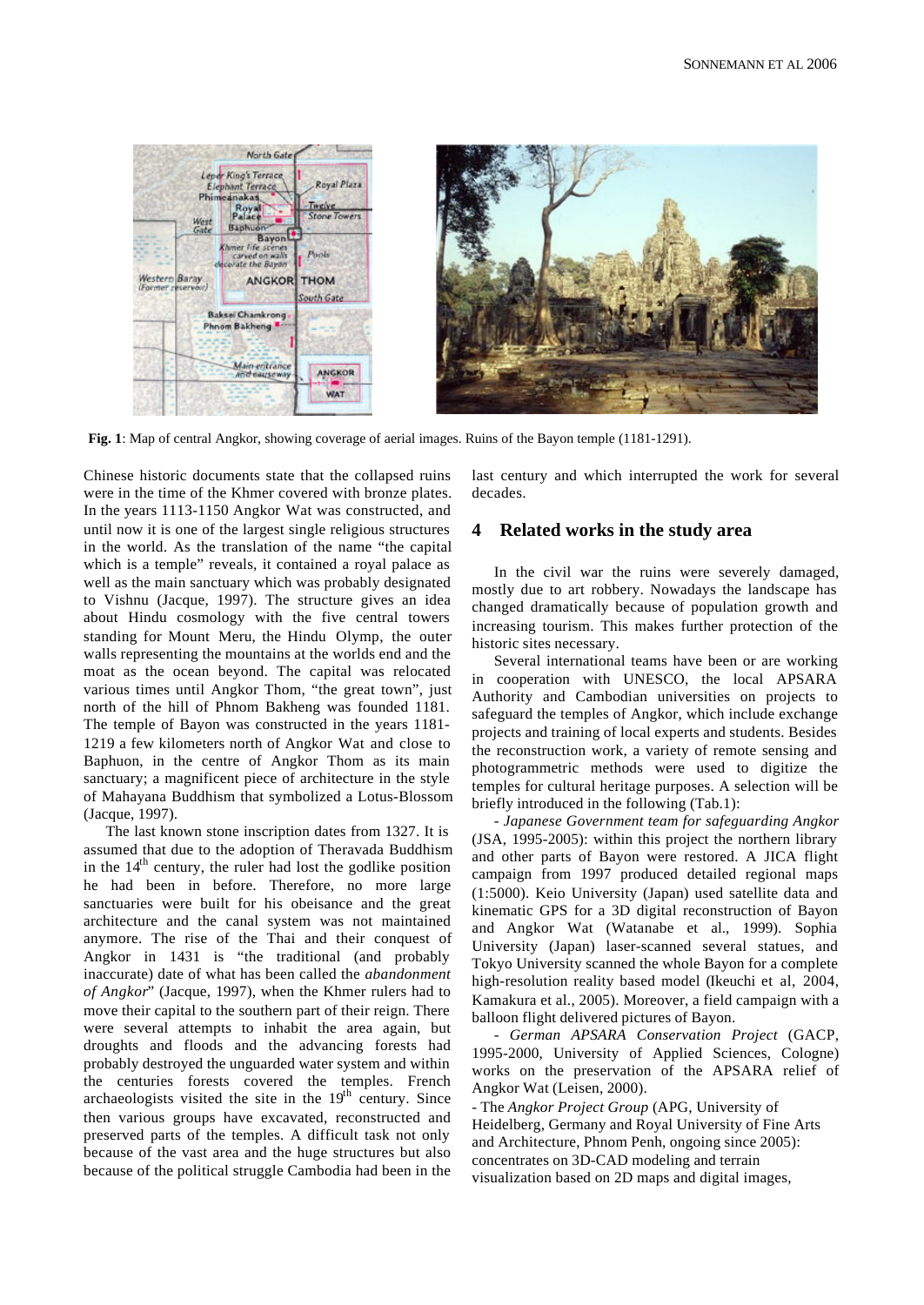**Fig. 1**: Map of central Angkor, showing coverage of aerial images. Ruins of the Bayon temple (1181-1291).

Chinese historic documents state that the collapsed ruins were in the time of the Khmer covered with bronze plates. In the years 1113-1150 Angkor Wat was constructed, and until now it is one of the largest single religious structures in the world. As the translation of the name "the capital which is a temple" reveals, it contained a royal palace as well as the main sanctuary which was probably designated to Vishnu (Jacque, 1997). The structure gives an idea about Hindu cosmology with the five central towers standing for Mount Meru, the Hindu Olymp, the outer walls representing the mountains at the worlds end and the moat as the ocean beyond. The capital was relocated various times until Angkor Thom, "the great town", just north of the hill of Phnom Bakheng was founded 1181. The temple of Bayon was constructed in the years 1181-1219 a few kilometers north of Angkor Wat and close to Baphuon, in the centre of Angkor Thom as its main sanctuary; a magnificent piece of architecture in the style of Mahayana Buddhism that symbolized a Lotus-Blossom (Jacque, 1997).

The last known stone inscription dates from 1327. It is assumed that due to the adoption of Theravada Buddhism in the 14th century, the ruler had lost the godlike position he had been in before. Therefore, no more large sanctuaries were built for his obeisance and the great architecture and the canal system was not maintained anymore. The rise of the Thai and their conquest of Angkor in 1431 is "the traditional (and probably inaccurate) date of what has been called the *abandonment of Angkor*" (Jacque, 1997), when the Khmer rulers had to move their capital to the southern part of their reign. There were several attempts to inhabit the area again, but droughts and floods and the advancing forests had probably destroyed the unguarded water system and within the centuries forests covered the temples. French archaeologists visited the site in the 19th century. Since then various groups have excavated, reconstructed and preserved parts of the temples. A difficult task not only because of the vast area and the huge structures but also because of the political struggle Cambodia had been in the last century and which interrupted the work for several decades.

## 4 Related works in the study area

In the civil war the ruins were severely damaged, mostly due to art robbery. Nowadays the landscape has changed dramatically because of population growth and increasing tourism. This makes further protection of the historic sites necessary.

Several international teams have been or are working in cooperation with UNESCO, the local APSARA Authority and Cambodian universities on projects to safeguard the temples of Angkor, which include exchange projects and training of local experts and students. Besides the reconstruction work, a variety of remote sensing and photogrammetric methods were used to digitize the temples for cultural heritage purposes. A selection will be briefly introduced in the following (Tab.1):

- *Japanese Government team for safeguarding Angkor* (JSA, 1995-2005): within this project the northern library and other parts of Bayon were restored. A JICA flight campaign from 1997 produced detailed regional maps (1:5000). Keio University (Japan) used satellite data and kinematic GPS for a 3D digital reconstruction of Bayon and Angkor Wat (Watanabe et al., 1999). Sophia University (Japan) laser-scanned several statues, and Tokyo University scanned the whole Bayon for a complete high-resolution reality based model (Ikeuchi et al, 2004, Kamakura et al., 2005). Moreover, a field campaign with a balloon flight delivered pictures of Bayon.

- *German APSARA Conservation Project* (GACP, 1995-2000, University of Applied Sciences, Cologne) works on the preservation of the APSARA relief of Angkor Wat (Leisen, 2000).

- The *Angkor Project Group* (APG, University of Heidelberg, Germany and Royal University of Fine Arts and Architecture, Phnom Penh, ongoing since 2005): concentrates on 3D-CAD modeling and terrain visualization based on 2D maps and digital images,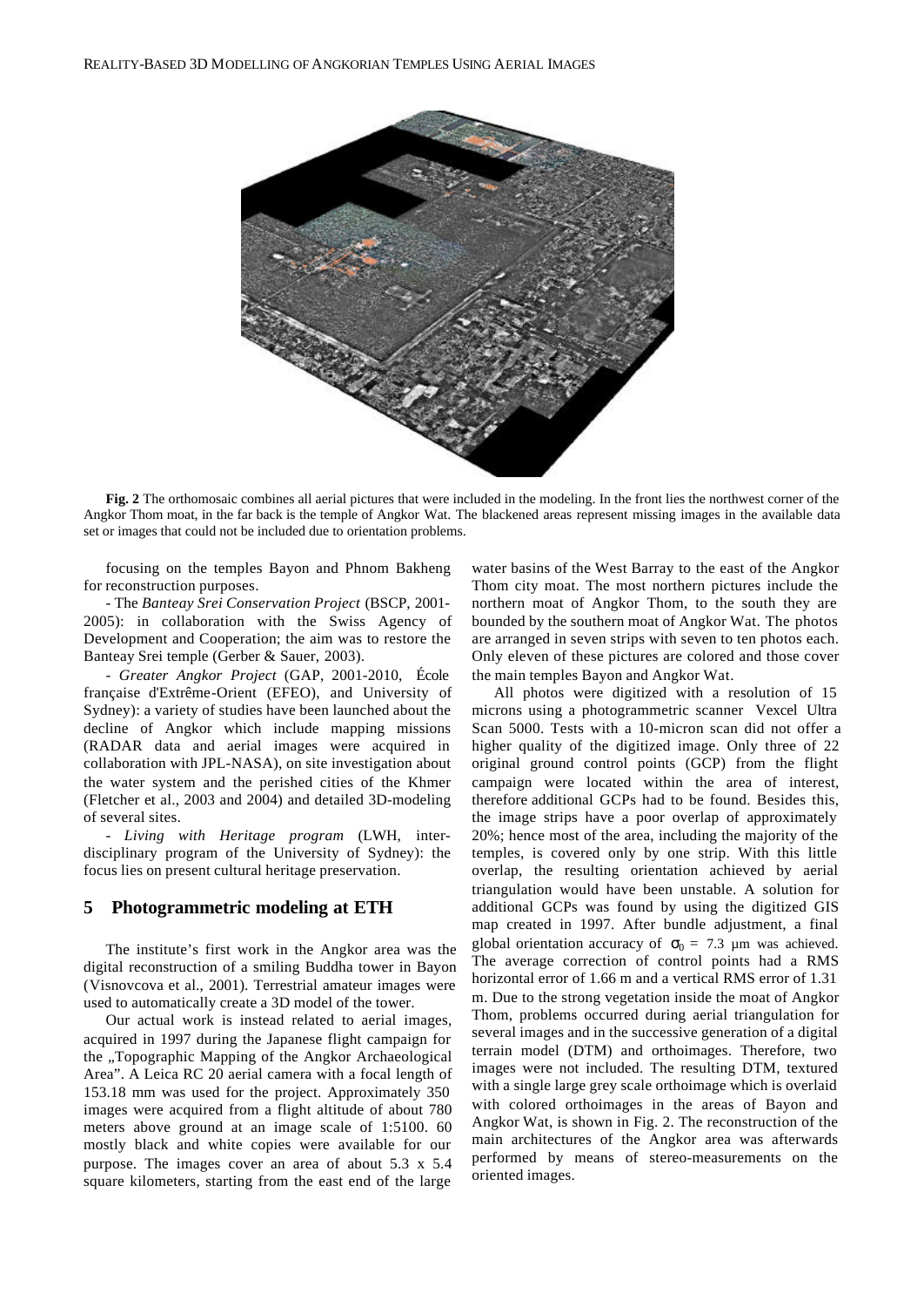**Fig. 2** The orthomosaic combines all aerial pictures that were included in the modeling. In the front lies the northwest corner of the Angkor Thom moat, in the far back is the temple of Angkor Wat. The blackened areas represent missing images in the available data set or images that could not be included due to orientation problems.

focusing on the temples Bayon and Phnom Bakheng for reconstruction purposes.

- The *Banteay Srei Conservation Project* (BSCP, 2001-2005): in collaboration with the Swiss Agency of Development and Cooperation; the aim was to restore the Banteay Srei temple (Gerber & Sauer, 2003).

- *Greater Angkor Project* (GAP, 2001-2010, École française d'Extrême-Orient (EFEO), and University of Sydney): a variety of studies have been launched about the decline of Angkor which include mapping missions (RADAR data and aerial images were acquired in collaboration with JPL-NASA), on site investigation about the water system and the perished cities of the Khmer (Fletcher et al., 2003 and 2004) and detailed 3D-modeling of several sites.

- *Living with Heritage program* (LWH, inter-disciplinary program of the University of Sydney): the focus lies on present cultural heritage preservation.

## 5 Photogrammetric modeling at ETH

The institute's first work in the Angkor area was the digital reconstruction of a smiling Buddha tower in Bayon (Visnovcova et al., 2001). Terrestrial amateur images were used to automatically create a 3D model of the tower.

Our actual work is instead related to aerial images, acquired in 1997 during the Japanese flight campaign for the „Topographic Mapping of the Angkor Archaeological Area". A Leica RC 20 aerial camera with a focal length of 153.18 mm was used for the project. Approximately 350 images were acquired from a flight altitude of about 780 meters above ground at an image scale of 1:5100. 60 mostly black and white copies were available for our purpose. The images cover an area of about 5.3 x 5.4 square kilometers, starting from the east end of the large water basins of the West Barray to the east of the Angkor Thom city moat. The most northern pictures include the northern moat of Angkor Thom, to the south they are bounded by the southern moat of Angkor Wat. The photos are arranged in seven strips with seven to ten photos each. Only eleven of these pictures are colored and those cover the main temples Bayon and Angkor Wat.

All photos were digitized with a resolution of 15 microns using a photogrammetric scanner Vexcel Ultra Scan 5000. Tests with a 10-micron scan did not offer a higher quality of the digitized image. Only three of 22 original ground control points (GCP) from the flight campaign were located within the area of interest, therefore additional GCPs had to be found. Besides this, the image strips have a poor overlap of approximately 20%; hence most of the area, including the majority of the temples, is covered only by one strip. With this little overlap, the resulting orientation achieved by aerial triangulation would have been unstable. A solution for additional GCPs was found by using the digitized GIS map created in 1997. After bundle adjustment, a final global orientation accuracy of $\sigma_0$ = 7.3 µm was achieved. The average correction of control points had a RMS horizontal error of 1.66 m and a vertical RMS error of 1.31 m. Due to the strong vegetation inside the moat of Angkor Thom, problems occurred during aerial triangulation for several images and in the successive generation of a digital terrain model (DTM) and orthoimages. Therefore, two images were not included. The resulting DTM, textured with a single large grey scale orthoimage which is overlaid with colored orthoimages in the areas of Bayon and Angkor Wat, is shown in Fig. 2. The reconstruction of the main architectures of the Angkor area was afterwards performed by means of stereo-measurements on the oriented images.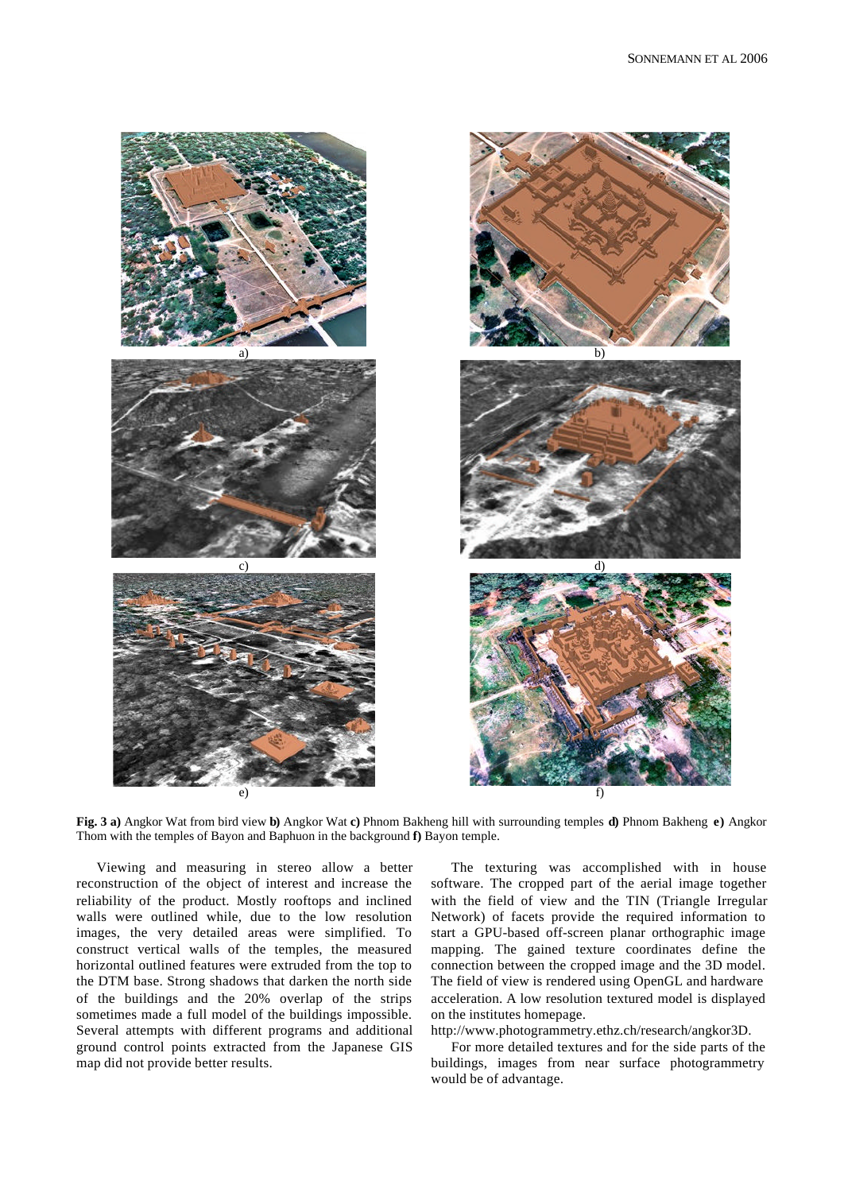**Fig. 3 a)** Angkor Wat from bird view **b)** Angkor Wat **c)** Phnom Bakheng hill with surrounding temples **d)** Phnom Bakheng **e)** Angkor Thom with the temples of Bayon and Baphuon in the background **f)** Bayon temple.

Viewing and measuring in stereo allow a better reconstruction of the object of interest and increase the reliability of the product. Mostly rooftops and inclined walls were outlined while, due to the low resolution images, the very detailed areas were simplified. To construct vertical walls of the temples, the measured horizontal outlined features were extruded from the top to the DTM base. Strong shadows that darken the north side of the buildings and the 20% overlap of the strips sometimes made a full model of the buildings impossible. Several attempts with different programs and additional ground control points extracted from the Japanese GIS map did not provide better results.

The texturing was accomplished with in house software. The cropped part of the aerial image together with the field of view and the TIN (Triangle Irregular Network) of facets provide the required information to start a GPU-based off-screen planar orthographic image mapping. The gained texture coordinates define the connection between the cropped image and the 3D model. The field of view is rendered using OpenGL and hardware acceleration. A low resolution textured model is displayed on the institutes homepage.
http://www.photogrammetry.ethz.ch/research/angkor3D.

For more detailed textures and for the side parts of the buildings, images from near surface photogrammetry would be of advantage.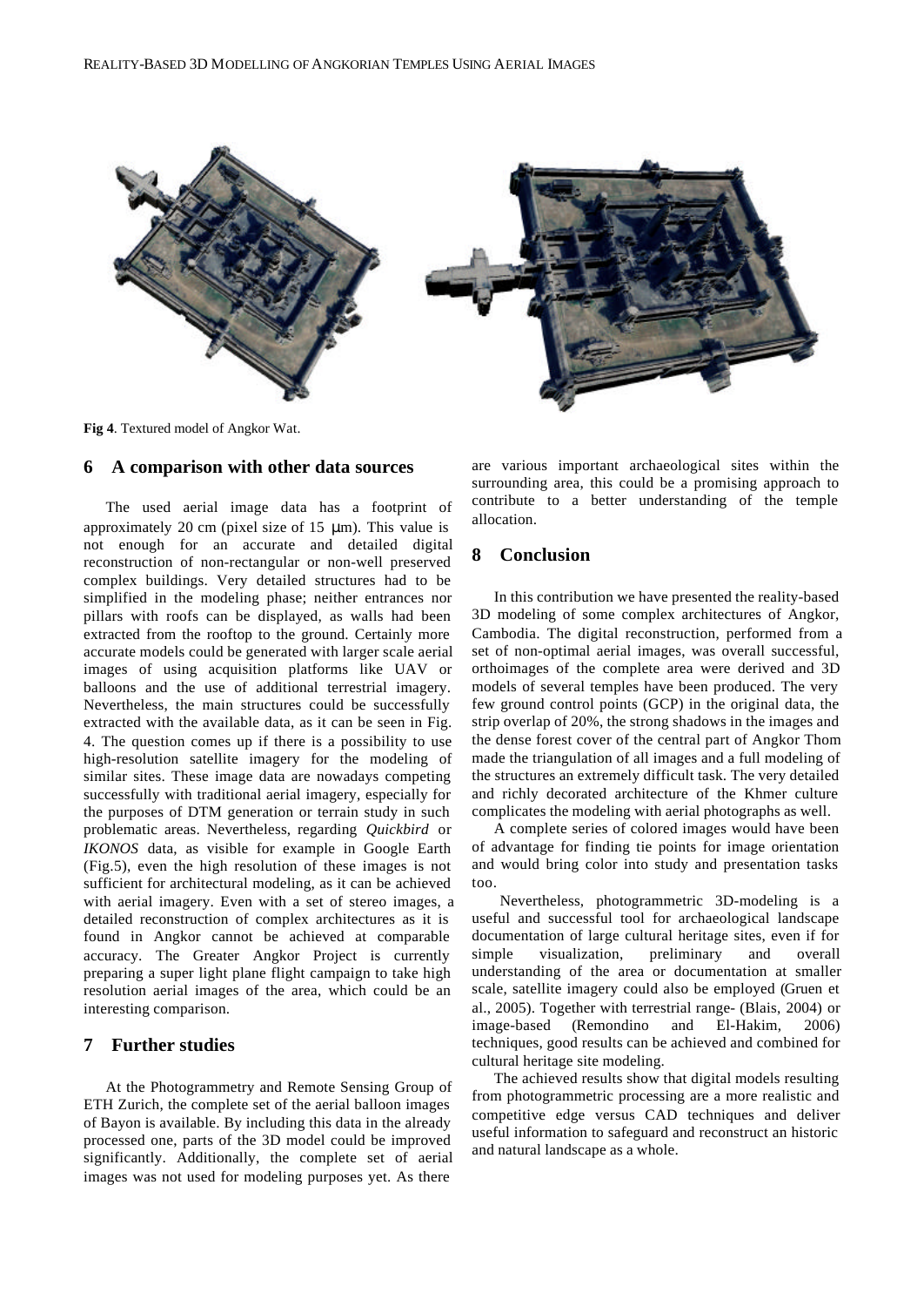**Fig 4**. Textured model of Angkor Wat.

## 6 A comparison with other data sources

The used aerial image data has a footprint of approximately 20 cm (pixel size of 15 μm). This value is not enough for an accurate and detailed digital reconstruction of non-rectangular or non-well preserved complex buildings. Very detailed structures had to be simplified in the modeling phase; neither entrances nor pillars with roofs can be displayed, as walls had been extracted from the rooftop to the ground. Certainly more accurate models could be generated with larger scale aerial images of using acquisition platforms like UAV or balloons and the use of additional terrestrial imagery. Nevertheless, the main structures could be successfully extracted with the available data, as it can be seen in Fig. 4. The question comes up if there is a possibility to use high-resolution satellite imagery for the modeling of similar sites. These image data are nowadays competing successfully with traditional aerial imagery, especially for the purposes of DTM generation or terrain study in such problematic areas. Nevertheless, regarding *Quickbird* or *IKONOS* data, as visible for example in Google Earth (Fig.5), even the high resolution of these images is not sufficient for architectural modeling, as it can be achieved with aerial imagery. Even with a set of stereo images, a detailed reconstruction of complex architectures as it is found in Angkor cannot be achieved at comparable accuracy. The Greater Angkor Project is currently preparing a super light plane flight campaign to take high resolution aerial images of the area, which could be an interesting comparison.

## 7 Further studies

At the Photogrammetry and Remote Sensing Group of ETH Zurich, the complete set of the aerial balloon images of Bayon is available. By including this data in the already processed one, parts of the 3D model could be improved significantly. Additionally, the complete set of aerial images was not used for modeling purposes yet. As there are various important archaeological sites within the surrounding area, this could be a promising approach to contribute to a better understanding of the temple allocation.

## 8 Conclusion

In this contribution we have presented the reality-based 3D modeling of some complex architectures of Angkor, Cambodia. The digital reconstruction, performed from a set of non-optimal aerial images, was overall successful, orthoimages of the complete area were derived and 3D models of several temples have been produced. The very few ground control points (GCP) in the original data, the strip overlap of 20%, the strong shadows in the images and the dense forest cover of the central part of Angkor Thom made the triangulation of all images and a full modeling of the structures an extremely difficult task. The very detailed and richly decorated architecture of the Khmer culture complicates the modeling with aerial photographs as well.

A complete series of colored images would have been of advantage for finding tie points for image orientation and would bring color into study and presentation tasks too.

Nevertheless, photogrammetric 3D-modeling is a useful and successful tool for archaeological landscape documentation of large cultural heritage sites, even if for simple visualization, preliminary and overall understanding of the area or documentation at smaller scale, satellite imagery could also be employed (Gruen et al., 2005). Together with terrestrial range- (Blais, 2004) or image-based (Remondino and El-Hakim, 2006) techniques, good results can be achieved and combined for cultural heritage site modeling.

The achieved results show that digital models resulting from photogrammetric processing are a more realistic and competitive edge versus CAD techniques and deliver useful information to safeguard and reconstruct an historic and natural landscape as a whole.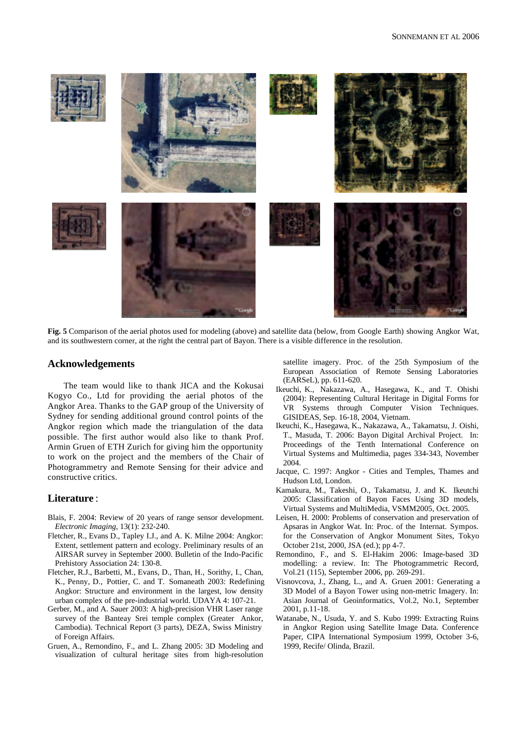**Fig. 5** Comparison of the aerial photos used for modeling (above) and satellite data (below, from Google Earth) showing Angkor Wat, and its southwestern corner, at the right the central part of Bayon. There is a visible difference in the resolution.

## Acknowledgements

The team would like to thank JICA and the Kokusai Kogyo Co., Ltd for providing the aerial photos of the Angkor Area. Thanks to the GAP group of the University of Sydney for sending additional ground control points of the Angkor region which made the triangulation of the data possible. The first author would also like to thank Prof. Armin Gruen of ETH Zurich for giving him the opportunity to work on the project and the members of the Chair of Photogrammetry and Remote Sensing for their advice and constructive critics.

## Literature :

Blais, F. 2004: Review of 20 years of range sensor development. *Electronic Imaging*, 13(1): 232-240.

Fletcher, R., Evans D., Tapley I.J., and A. K. Milne 2004: Angkor: Extent, settlement pattern and ecology. Preliminary results of an AIRSAR survey in September 2000. Bulletin of the Indo-Pacific Prehistory Association 24: 130-8.

Fletcher, R.J., Barbetti, M., Evans, D., Than, H., Sorithy, I., Chan, K., Penny, D., Pottier, C. and T. Somaneath 2003: Redefining Angkor: Structure and environment in the largest, low density urban complex of the pre-industrial world. UDAYA 4: 107-21.

Gerber, M., and A. Sauer 2003: A high-precision VHR Laser range survey of the Banteay Srei temple complex (Greater Angkor, Cambodia). Technical Report (3 parts), DEZA, Swiss Ministry of Foreign Affairs.

Gruen, A., Remondino, F., and L. Zhang 2005: 3D Modeling and visualization of cultural heritage sites from high-resolution satellite imagery. Proc. of the 25th Symposium of the European Association of Remote Sensing Laboratories (EARSeL), pp. 611-620.

Ikeuchi, K., Nakazawa, A., Hasegawa, K., and T. Ohishi (2004): Representing Cultural Heritage in Digital Forms for VR Systems through Computer Vision Techniques. GISIDEAS, Sep. 16-18, 2004, Vietnam.

Ikeuchi, K., Hasegawa, K., Nakazawa, A., Takamatsu, J. Oishi, T., Masuda, T. 2006: Bayon Digital Archival Project. In: Proceedings of the Tenth International Conference on Virtual Systems and Multimedia, pages 334-343, November 2004.

Jacque, C. 1997: Angkor - Cities and Temples, Thames and Hudson Ltd, London.

Kamakura, M., Takeshi, O., Takamatsu, J. and K. Ikeutchi 2005: Classification of Bayon Faces Using 3D models, Virtual Systems and MultiMedia, VSMM2005, Oct. 2005.

Leisen, H. 2000: Problems of conservation and preservation of Apsaras in Angkor Wat. In: Proc. of the Internat. Sympos. for the Conservation of Angkor Monument Sites, Tokyo October 21st, 2000, JSA (ed.); pp 4-7.

Remondino, F., and S. El-Hakim 2006: Image-based 3D modelling: a review. In: The Photogrammetric Record, Vol.21 (115), September 2006, pp. 269-291.

Visnovcova, J., Zhang, L., and A. Gruen 2001: Generating a 3D Model of a Bayon Tower using non-metric Imagery. In: Asian Journal of Geoinformatics, Vol.2, No.1, September 2001, p.11-18.

Watanabe, N., Usuda, Y. and S. Kubo 1999: Extracting Ruins in Angkor Region using Satellite Image Data. Conference Paper, CIPA International Symposium 1999, October 3-6, 1999, Recife/ Olinda, Brazil.